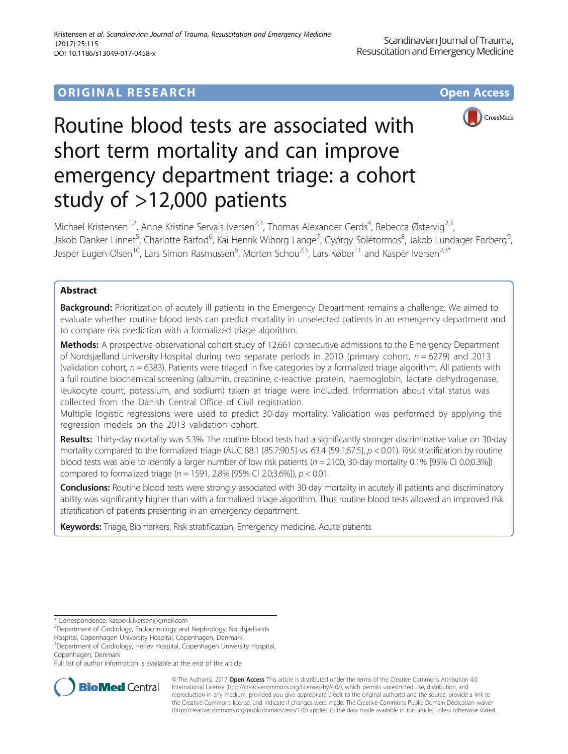ORIGINAL RESEARCH

Open Access

# Routine blood tests are associated with short term mortality and can improve emergency department triage: a cohort study of >12,000 patients

Michael Kristensen[1,2], Anne Kristine Servais Iversen[2,3], Thomas Alexander Gerds[4], Rebecca Østervig[2,3], Jakob Danker Linnet[5], Charlotte Barfod[6], Kai Henrik Wiborg Lange[7], György Sölétormos[8], Jakob Lundager Forberg[9], Jesper Eugen-Olsen[10], Lars Simon Rasmussen[6], Morten Schou[2,3], Lars Køber[11] and Kasper Iversen[2,3*]

## Abstract

**Background:** Prioritization of acutely ill patients in the Emergency Department remains a challenge. We aimed to evaluate whether routine blood tests can predict mortality in unselected patients in an emergency department and to compare risk prediction with a formalized triage algorithm.

**Methods:** A prospective observational cohort study of 12,661 consecutive admissions to the Emergency Department of Nordsjælland University Hospital during two separate periods in 2010 (primary cohort, $n = 6279$) and 2013 (validation cohort, $n = 6383$). Patients were triaged in five categories by a formalized triage algorithm. All patients with a full routine biochemical screening (albumin, creatinine, c-reactive protein, haemoglobin, lactate dehydrogenase, leukocyte count, potassium, and sodium) taken at triage were included. Information about vital status was collected from the Danish Central Office of Civil registration.

Multiple logistic regressions were used to predict 30-day mortality. Validation was performed by applying the regression models on the 2013 validation cohort.

**Results:** Thirty-day mortality was 5.3%. The routine blood tests had a significantly stronger discriminative value on 30-day mortality compared to the formalized triage (AUC 88.1 [85.7;90.5] vs. 63.4 [59.1;67.5], $p < 0.01$). Risk stratification by routine blood tests was able to identify a larger number of low risk patients ($n = 2100$, 30-day mortality 0.1% [95% CI 0.0;0.3%]) compared to formalized triage ($n = 1591$, 2.8% [95% CI 2.0;3.6%]), $p < 0.01$.

**Conclusions:** Routine blood tests were strongly associated with 30-day mortality in acutely ill patients and discriminatory ability was significantly higher than with a formalized triage algorithm. Thus routine blood tests allowed an improved risk stratification of patients presenting in an emergency department.

**Keywords:** Triage, Biomarkers, Risk stratification, Emergency medicine, Acute patients

\* Correspondence: kasper.k.iversen@gmail.com
[2]Department of Cardiology, Endocrinology and Nephrology, Nordsjællands Hospital, Copenhagen University Hospital, Copenhagen, Denmark
[3]Department of Cardiology, Herlev Hospital, Copenhagen University Hospital, Copenhagen, Denmark
Full list of author information is available at the end of the article

© The Author(s). 2017 **Open Access** This article is distributed under the terms of the Creative Commons Attribution 4.0 International License (http://creativecommons.org/licenses/by/4.0/), which permits unrestricted use, distribution, and reproduction in any medium, provided you give appropriate credit to the original author(s) and the source, provide a link to the Creative Commons license, and indicate if changes were made. The Creative Commons Public Domain Dedication waiver (http://creativecommons.org/publicdomain/zero/1.0/) applies to the data made available in this article, unless otherwise stated.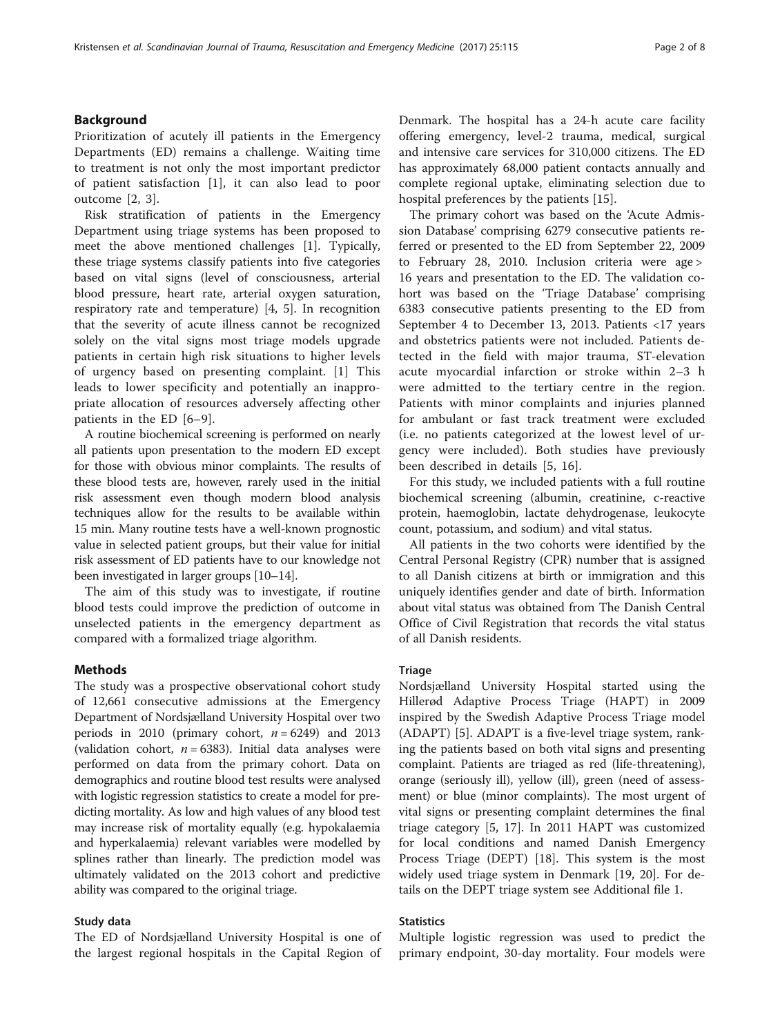## Background

Prioritization of acutely ill patients in the Emergency Departments (ED) remains a challenge. Waiting time to treatment is not only the most important predictor of patient satisfaction [1], it can also lead to poor outcome [2, 3].

Risk stratification of patients in the Emergency Department using triage systems has been proposed to meet the above mentioned challenges [1]. Typically, these triage systems classify patients into five categories based on vital signs (level of consciousness, arterial blood pressure, heart rate, arterial oxygen saturation, respiratory rate and temperature) [4, 5]. In recognition that the severity of acute illness cannot be recognized solely on the vital signs most triage models upgrade patients in certain high risk situations to higher levels of urgency based on presenting complaint. [1] This leads to lower specificity and potentially an inappropriate allocation of resources adversely affecting other patients in the ED [6–9].

A routine biochemical screening is performed on nearly all patients upon presentation to the modern ED except for those with obvious minor complaints. The results of these blood tests are, however, rarely used in the initial risk assessment even though modern blood analysis techniques allow for the results to be available within 15 min. Many routine tests have a well-known prognostic value in selected patient groups, but their value for initial risk assessment of ED patients have to our knowledge not been investigated in larger groups [10–14].

The aim of this study was to investigate, if routine blood tests could improve the prediction of outcome in unselected patients in the emergency department as compared with a formalized triage algorithm.

## Methods

The study was a prospective observational cohort study of 12,661 consecutive admissions at the Emergency Department of Nordsjælland University Hospital over two periods in 2010 (primary cohort, $n = 6249$) and 2013 (validation cohort, $n = 6383$). Initial data analyses were performed on data from the primary cohort. Data on demographics and routine blood test results were analysed with logistic regression statistics to create a model for predicting mortality. As low and high values of any blood test may increase risk of mortality equally (e.g. hypokalaemia and hyperkalaemia) relevant variables were modelled by splines rather than linearly. The prediction model was ultimately validated on the 2013 cohort and predictive ability was compared to the original triage.

### Study data

The ED of Nordsjælland University Hospital is one of the largest regional hospitals in the Capital Region of Denmark. The hospital has a 24-h acute care facility offering emergency, level-2 trauma, medical, surgical and intensive care services for 310,000 citizens. The ED has approximately 68,000 patient contacts annually and complete regional uptake, eliminating selection due to hospital preferences by the patients [15].

The primary cohort was based on the 'Acute Admission Database' comprising 6279 consecutive patients referred or presented to the ED from September 22, 2009 to February 28, 2010. Inclusion criteria were age > 16 years and presentation to the ED. The validation cohort was based on the 'Triage Database' comprising 6383 consecutive patients presenting to the ED from September 4 to December 13, 2013. Patients <17 years and obstetrics patients were not included. Patients detected in the field with major trauma, ST-elevation acute myocardial infarction or stroke within 2–3 h were admitted to the tertiary centre in the region. Patients with minor complaints and injuries planned for ambulant or fast track treatment were excluded (i.e. no patients categorized at the lowest level of urgency were included). Both studies have previously been described in details [5, 16].

For this study, we included patients with a full routine biochemical screening (albumin, creatinine, c-reactive protein, haemoglobin, lactate dehydrogenase, leukocyte count, potassium, and sodium) and vital status.

All patients in the two cohorts were identified by the Central Personal Registry (CPR) number that is assigned to all Danish citizens at birth or immigration and this uniquely identifies gender and date of birth. Information about vital status was obtained from The Danish Central Office of Civil Registration that records the vital status of all Danish residents.

### Triage

Nordsjælland University Hospital started using the Hillerød Adaptive Process Triage (HAPT) in 2009 inspired by the Swedish Adaptive Process Triage model (ADAPT) [5]. ADAPT is a five-level triage system, ranking the patients based on both vital signs and presenting complaint. Patients are triaged as red (life-threatening), orange (seriously ill), yellow (ill), green (need of assessment) or blue (minor complaints). The most urgent of vital signs or presenting complaint determines the final triage category [5, 17]. In 2011 HAPT was customized for local conditions and named Danish Emergency Process Triage (DEPT) [18]. This system is the most widely used triage system in Denmark [19, 20]. For details on the DEPT triage system see Additional file 1.

### Statistics

Multiple logistic regression was used to predict the primary endpoint, 30-day mortality. Four models were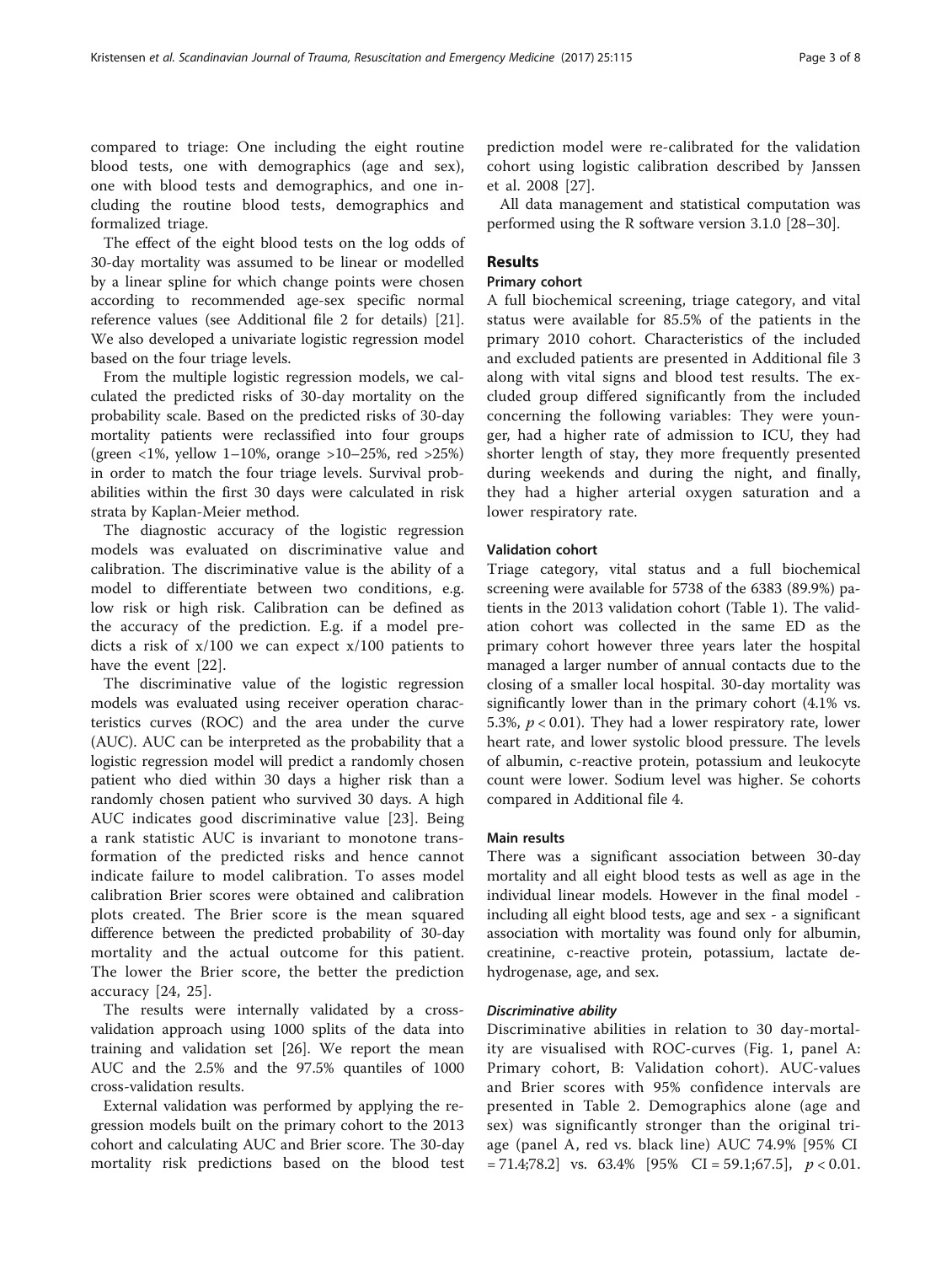compared to triage: One including the eight routine blood tests, one with demographics (age and sex), one with blood tests and demographics, and one including the routine blood tests, demographics and formalized triage.

The effect of the eight blood tests on the log odds of 30-day mortality was assumed to be linear or modelled by a linear spline for which change points were chosen according to recommended age-sex specific normal reference values (see Additional file 2 for details) [21]. We also developed a univariate logistic regression model based on the four triage levels.

From the multiple logistic regression models, we calculated the predicted risks of 30-day mortality on the probability scale. Based on the predicted risks of 30-day mortality patients were reclassified into four groups (green <1%, yellow 1–10%, orange >10–25%, red >25%) in order to match the four triage levels. Survival probabilities within the first 30 days were calculated in risk strata by Kaplan-Meier method.

The diagnostic accuracy of the logistic regression models was evaluated on discriminative value and calibration. The discriminative value is the ability of a model to differentiate between two conditions, e.g. low risk or high risk. Calibration can be defined as the accuracy of the prediction. E.g. if a model predicts a risk of x/100 we can expect x/100 patients to have the event [22].

The discriminative value of the logistic regression models was evaluated using receiver operation characteristics curves (ROC) and the area under the curve (AUC). AUC can be interpreted as the probability that a logistic regression model will predict a randomly chosen patient who died within 30 days a higher risk than a randomly chosen patient who survived 30 days. A high AUC indicates good discriminative value [23]. Being a rank statistic AUC is invariant to monotone transformation of the predicted risks and hence cannot indicate failure to model calibration. To asses model calibration Brier scores were obtained and calibration plots created. The Brier score is the mean squared difference between the predicted probability of 30-day mortality and the actual outcome for this patient. The lower the Brier score, the better the prediction accuracy [24, 25].

The results were internally validated by a cross-validation approach using 1000 splits of the data into training and validation set [26]. We report the mean AUC and the 2.5% and the 97.5% quantiles of 1000 cross-validation results.

External validation was performed by applying the regression models built on the primary cohort to the 2013 cohort and calculating AUC and Brier score. The 30-day mortality risk predictions based on the blood test prediction model were re-calibrated for the validation cohort using logistic calibration described by Janssen et al. 2008 [27].

All data management and statistical computation was performed using the R software version 3.1.0 [28–30].

## Results

### Primary cohort

A full biochemical screening, triage category, and vital status were available for 85.5% of the patients in the primary 2010 cohort. Characteristics of the included and excluded patients are presented in Additional file 3 along with vital signs and blood test results. The excluded group differed significantly from the included concerning the following variables: They were younger, had a higher rate of admission to ICU, they had shorter length of stay, they more frequently presented during weekends and during the night, and finally, they had a higher arterial oxygen saturation and a lower respiratory rate.

### Validation cohort

Triage category, vital status and a full biochemical screening were available for 5738 of the 6383 (89.9%) patients in the 2013 validation cohort (Table 1). The validation cohort was collected in the same ED as the primary cohort however three years later the hospital managed a larger number of annual contacts due to the closing of a smaller local hospital. 30-day mortality was significantly lower than in the primary cohort (4.1% vs. 5.3%, $p < 0.01$). They had a lower respiratory rate, lower heart rate, and lower systolic blood pressure. The levels of albumin, c-reactive protein, potassium and leukocyte count were lower. Sodium level was higher. Se cohorts compared in Additional file 4.

### Main results

There was a significant association between 30-day mortality and all eight blood tests as well as age in the individual linear models. However in the final model - including all eight blood tests, age and sex - a significant association with mortality was found only for albumin, creatinine, c-reactive protein, potassium, lactate dehydrogenase, age, and sex.

#### *Discriminative ability*

Discriminative abilities in relation to 30 day-mortality are visualised with ROC-curves (Fig. 1, panel A: Primary cohort, B: Validation cohort). AUC-values and Brier scores with 95% confidence intervals are presented in Table 2. Demographics alone (age and sex) was significantly stronger than the original triage (panel A, red vs. black line) AUC 74.9% [95% CI = 71.4;78.2] vs. 63.4% [95% CI = 59.1;67.5], $p < 0.01$.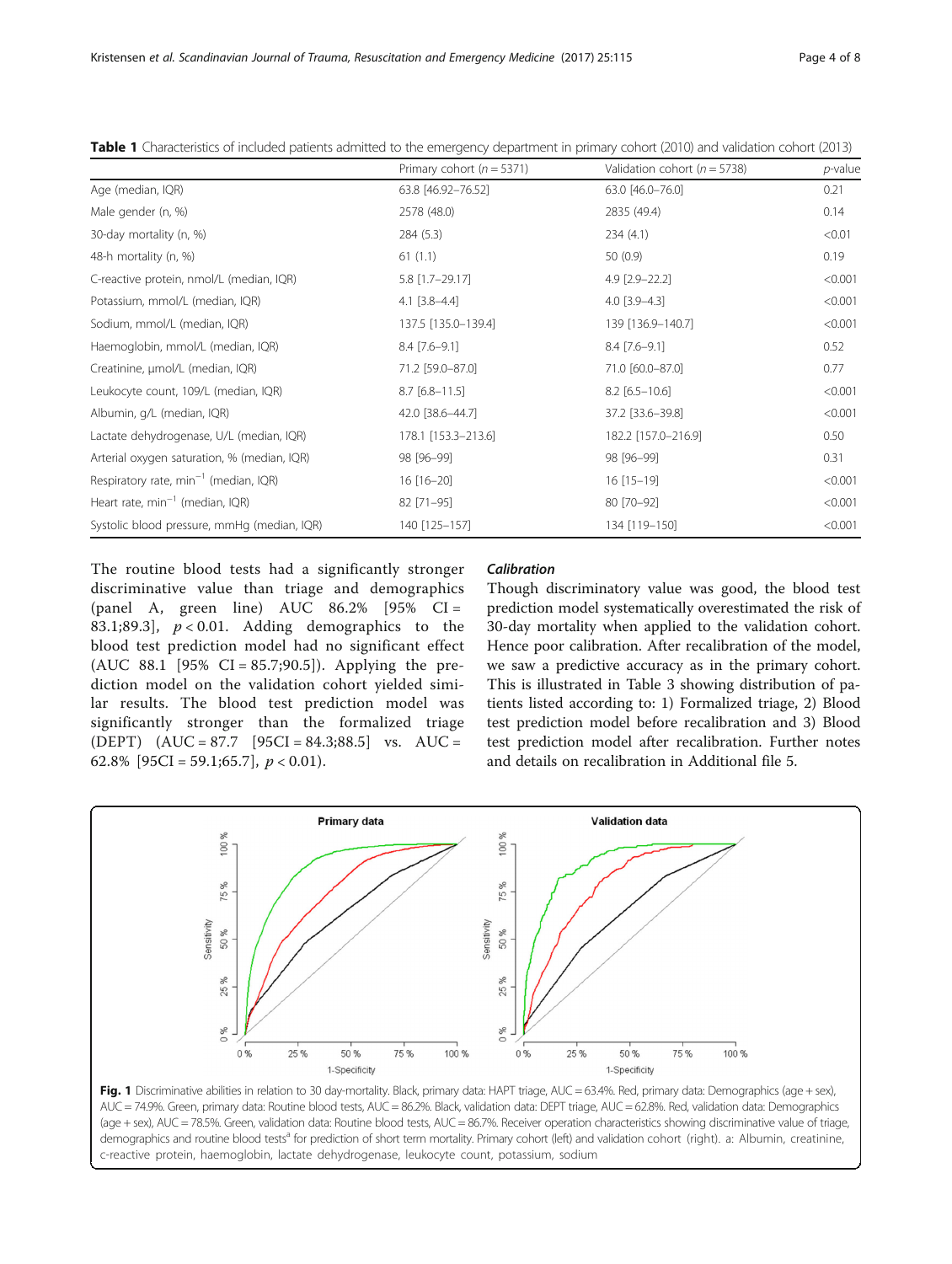**Table 1** Characteristics of included patients admitted to the emergency department in primary cohort (2010) and validation cohort (2013)

| | Primary cohort ($n = 5371$) | Validation cohort ($n = 5738$) | *p*-value |
|---|---|---|---|
| Age (median, IQR) | 63.8 [46.92–76.52] | 63.0 [46.0–76.0] | 0.21 |
| Male gender (n, %) | 2578 (48.0) | 2835 (49.4) | 0.14 |
| 30-day mortality (n, %) | 284 (5.3) | 234 (4.1) | <0.01 |
| 48-h mortality (n, %) | 61 (1.1) | 50 (0.9) | 0.19 |
| C-reactive protein, nmol/L (median, IQR) | 5.8 [1.7–29.17] | 4.9 [2.9–22.2] | <0.001 |
| Potassium, mmol/L (median, IQR) | 4.1 [3.8–4.4] | 4.0 [3.9–4.3] | <0.001 |
| Sodium, mmol/L (median, IQR) | 137.5 [135.0–139.4] | 139 [136.9–140.7] | <0.001 |
| Haemoglobin, mmol/L (median, IQR) | 8.4 [7.6–9.1] | 8.4 [7.6–9.1] | 0.52 |
| Creatinine, μmol/L (median, IQR) | 71.2 [59.0–87.0] | 71.0 [60.0–87.0] | 0.77 |
| Leukocyte count, 109/L (median, IQR) | 8.7 [6.8–11.5] | 8.2 [6.5–10.6] | <0.001 |
| Albumin, g/L (median, IQR) | 42.0 [38.6–44.7] | 37.2 [33.6–39.8] | <0.001 |
| Lactate dehydrogenase, U/L (median, IQR) | 178.1 [153.3–213.6] | 182.2 [157.0–216.9] | 0.50 |
| Arterial oxygen saturation, % (median, IQR) | 98 [96–99] | 98 [96–99] | 0.31 |
| Respiratory rate, $min^{-1}$ (median, IQR) | 16 [16–20] | 16 [15–19] | <0.001 |
| Heart rate, $min^{-1}$ (median, IQR) | 82 [71–95] | 80 [70–92] | <0.001 |
| Systolic blood pressure, mmHg (median, IQR) | 140 [125–157] | 134 [119–150] | <0.001 |

The routine blood tests had a significantly stronger discriminative value than triage and demographics (panel A, green line) AUC 86.2% [95% CI = 83.1;89.3], $p < 0.01$. Adding demographics to the blood test prediction model had no significant effect (AUC 88.1 [95% CI = 85.7;90.5]). Applying the prediction model on the validation cohort yielded similar results. The blood test prediction model was significantly stronger than the formalized triage (DEPT) (AUC = 87.7 [95CI = 84.3;88.5] vs. AUC = 62.8% [95CI = 59.1;65.7], $p < 0.01$).

### Calibration

Though discriminatory value was good, the blood test prediction model systematically overestimated the risk of 30-day mortality when applied to the validation cohort. Hence poor calibration. After recalibration of the model, we saw a predictive accuracy as in the primary cohort. This is illustrated in Table 3 showing distribution of patients listed according to: 1) Formalized triage, 2) Blood test prediction model before recalibration and 3) Blood test prediction model after recalibration. Further notes and details on recalibration in Additional file 5.

**Fig. 1** Discriminative abilities in relation to 30 day-mortality. Black, primary data: HAPT triage, AUC = 63.4%. Red, primary data: Demographics (age + sex), AUC = 74.9%. Green, primary data: Routine blood tests, AUC = 86.2%. Black, validation data: DEPT triage, AUC = 62.8%. Red, validation data: Demographics (age + sex), AUC = 78.5%. Green, validation data: Routine blood tests, AUC = 86.7%. Receiver operation characteristics showing discriminative value of triage, demographics and routine blood tests[a] for prediction of short term mortality. Primary cohort (left) and validation cohort (right). a: Albumin, creatinine, c-reactive protein, haemoglobin, lactate dehydrogenase, leukocyte count, potassium, sodium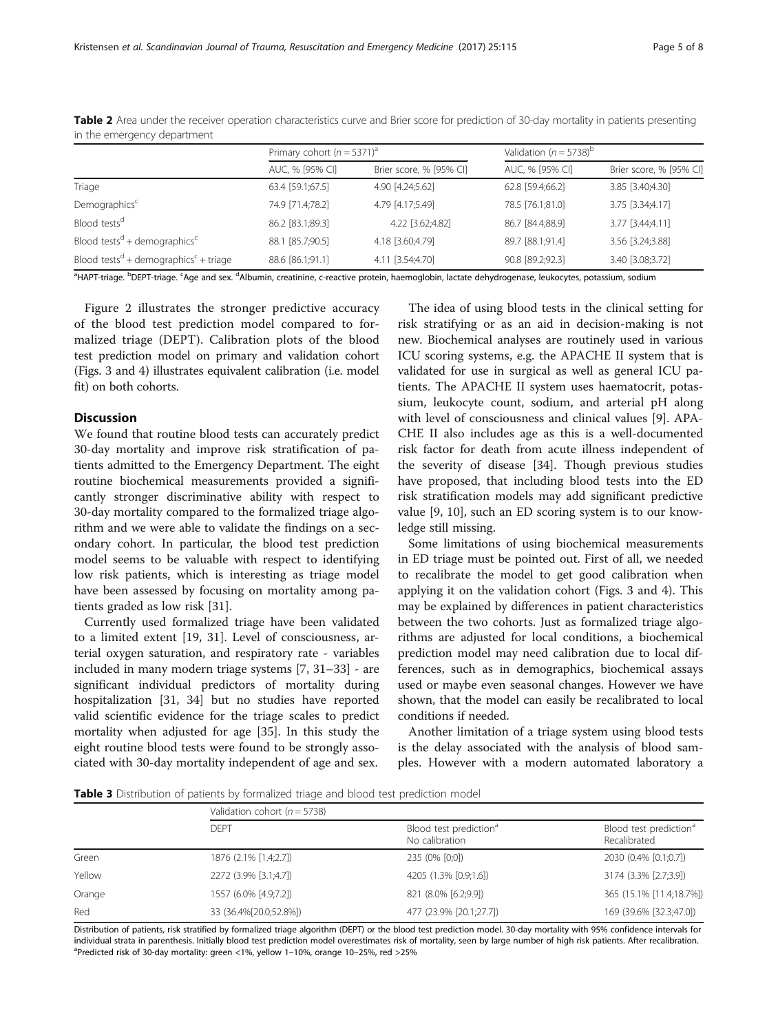**Table 2** Area under the receiver operation characteristics curve and Brier score for prediction of 30-day mortality in patients presenting in the emergency department

| | Primary cohort ($n = 5371$)[a] | | Validation ($n = 5738$)[b] | |
|---|---|---|---|---|
| | AUC, % [95% CI] | Brier score, % [95% CI] | AUC, % [95% CI] | Brier score, % [95% CI] |
| Triage | 63.4 [59.1;67.5] | 4.90 [4.24;5.62] | 62.8 [59.4;66.2] | 3.85 [3.40;4.30] |
| Demographics[c] | 74.9 [71.4;78.2] | 4.79 [4.17;5.49] | 78.5 [76.1;81.0] | 3.75 [3.34;4.17] |
| Blood tests[d] | 86.2 [83.1;89.3] | 4.22 [3.62;4.82] | 86.7 [84.4;88.9] | 3.77 [3.44;4.11] |
| Blood tests[d] + demographics[c] | 88.1 [85.7;90.5] | 4.18 [3.60;4.79] | 89.7 [88.1;91.4] | 3.56 [3.24;3.88] |
| Blood tests[d] + demographics[c] + triage | 88.6 [86.1;91.1] | 4.11 [3.54;4.70] | 90.8 [89.2;92.3] | 3.40 [3.08;3.72] |

[a]HAPT-triage. [b]DEPT-triage. [c]Age and sex. [d]Albumin, creatinine, c-reactive protein, haemoglobin, lactate dehydrogenase, leukocytes, potassium, sodium

Figure 2 illustrates the stronger predictive accuracy of the blood test prediction model compared to formalized triage (DEPT). Calibration plots of the blood test prediction model on primary and validation cohort (Figs. 3 and 4) illustrates equivalent calibration (i.e. model fit) on both cohorts.

## Discussion

We found that routine blood tests can accurately predict 30-day mortality and improve risk stratification of patients admitted to the Emergency Department. The eight routine biochemical measurements provided a significantly stronger discriminative ability with respect to 30-day mortality compared to the formalized triage algorithm and we were able to validate the findings on a secondary cohort. In particular, the blood test prediction model seems to be valuable with respect to identifying low risk patients, which is interesting as triage model have been assessed by focusing on mortality among patients graded as low risk [31].

Currently used formalized triage have been validated to a limited extent [19, 31]. Level of consciousness, arterial oxygen saturation, and respiratory rate - variables included in many modern triage systems [7, 31–33] - are significant individual predictors of mortality during hospitalization [31, 34] but no studies have reported valid scientific evidence for the triage scales to predict mortality when adjusted for age [35]. In this study the eight routine blood tests were found to be strongly associated with 30-day mortality independent of age and sex.

The idea of using blood tests in the clinical setting for risk stratifying or as an aid in decision-making is not new. Biochemical analyses are routinely used in various ICU scoring systems, e.g. the APACHE II system that is validated for use in surgical as well as general ICU patients. The APACHE II system uses haematocrit, potassium, leukocyte count, sodium, and arterial pH along with level of consciousness and clinical values [9]. APACHE II also includes age as this is a well-documented risk factor for death from acute illness independent of the severity of disease [34]. Though previous studies have proposed, that including blood tests into the ED risk stratification models may add significant predictive value [9, 10], such an ED scoring system is to our knowledge still missing.

Some limitations of using biochemical measurements in ED triage must be pointed out. First of all, we needed to recalibrate the model to get good calibration when applying it on the validation cohort (Figs. 3 and 4). This may be explained by differences in patient characteristics between the two cohorts. Just as formalized triage algorithms are adjusted for local conditions, a biochemical prediction model may need calibration due to local differences, such as in demographics, biochemical assays used or maybe even seasonal changes. However we have shown, that the model can easily be recalibrated to local conditions if needed.

Another limitation of a triage system using blood tests is the delay associated with the analysis of blood samples. However with a modern automated laboratory a

**Table 3** Distribution of patients by formalized triage and blood test prediction model

| | Validation cohort ($n = 5738$) | | |
|---|---|---|---|
| | DEPT | Blood test prediction[a] No calibration | Blood test prediction[a] Recalibrated |
| Green | 1876 (2.1% [1.4;2.7]) | 235 (0% [0;0]) | 2030 (0.4% [0.1;0.7]) |
| Yellow | 2272 (3.9% [3.1;4.7]) | 4205 (1.3% [0.9;1.6]) | 3174 (3.3% [2.7;3.9]) |
| Orange | 1557 (6.0% [4.9;7.2]) | 821 (8.0% [6.2;9.9]) | 365 (15.1% [11.4;18.7%]) |
| Red | 33 (36.4%[20.0;52.8%]) | 477 (23.9% [20.1;27.7]) | 169 (39.6% [32.3;47.0]) |

Distribution of patients, risk stratified by formalized triage algorithm (DEPT) or the blood test prediction model. 30-day mortality with 95% confidence intervals for individual strata in parenthesis. Initially blood test prediction model overestimates risk of mortality, seen by large number of high risk patients. After recalibration.
[a]Predicted risk of 30-day mortality: green <1%, yellow 1–10%, orange 10–25%, red >25%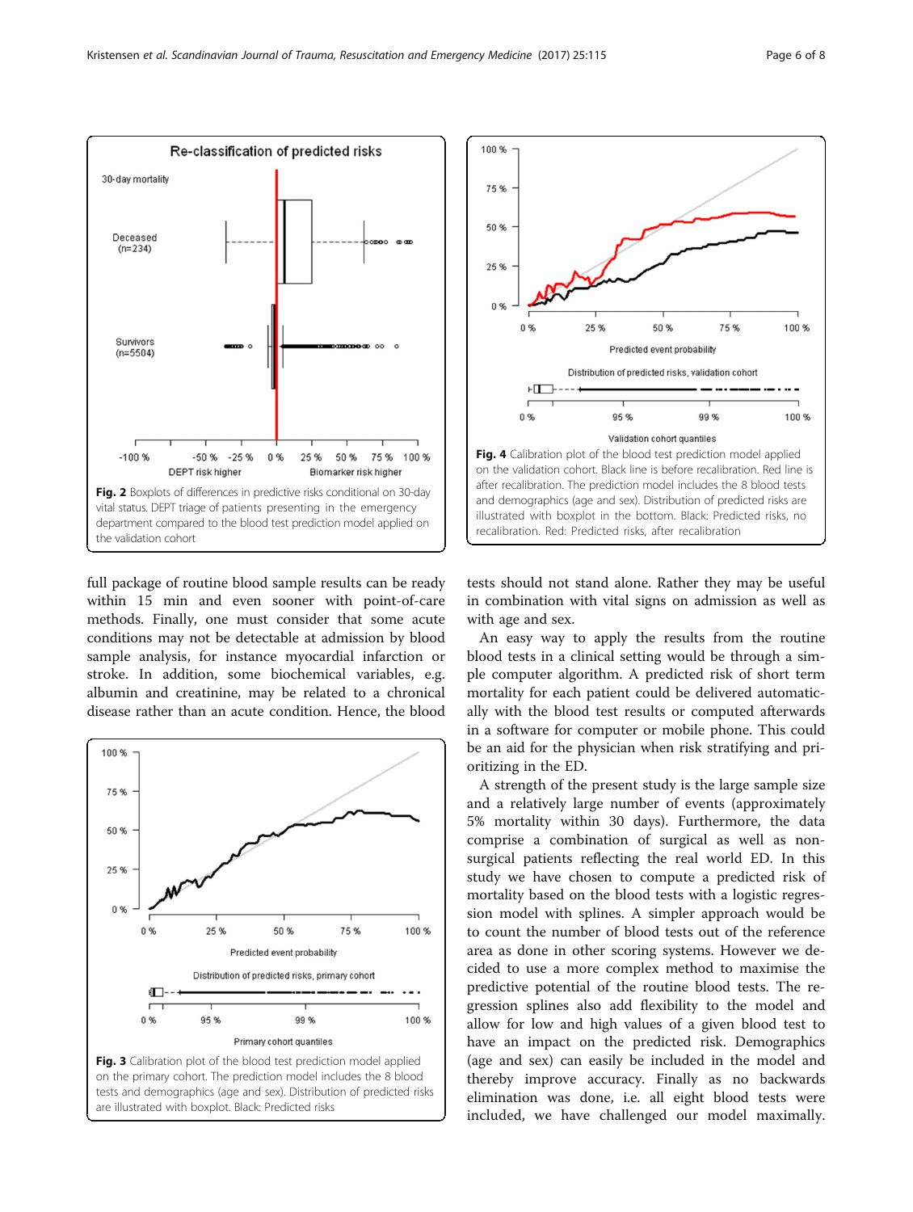Re-classification of predicted risks

30-day mortality

Deceased (n=234)

Survivors (n=5504)

-100 % -50 % -25 % 0 % 25 % 50 % 75 % 100 %

DEPT risk higher Biomarker risk higher

**Fig. 2** Boxplots of differences in predictive risks conditional on 30-day vital status. DEPT triage of patients presenting in the emergency department compared to the blood test prediction model applied on the validation cohort

100 % 75 % 50 % 25 % 0 %

0 % 25 % 50 % 75 % 100 %

Predicted event probability

Distribution of predicted risks, validation cohort

0 % 95 % 99 % 100 %

Validation cohort quantiles

**Fig. 4** Calibration plot of the blood test prediction model applied on the validation cohort. Black line is before recalibration. Red line is after recalibration. The prediction model includes the 8 blood tests and demographics (age and sex). Distribution of predicted risks are illustrated with boxplot in the bottom. Black: Predicted risks, no recalibration. Red: Predicted risks, after recalibration

full package of routine blood sample results can be ready within 15 min and even sooner with point-of-care methods. Finally, one must consider that some acute conditions may not be detectable at admission by blood sample analysis, for instance myocardial infarction or stroke. In addition, some biochemical variables, e.g. albumin and creatinine, may be related to a chronical disease rather than an acute condition. Hence, the blood tests should not stand alone. Rather they may be useful in combination with vital signs on admission as well as with age and sex.

100 % 75 % 50 % 25 % 0 %

0 % 25 % 50 % 75 % 100 %

Predicted event probability

Distribution of predicted risks, primary cohort

0 % 95 % 99 % 100 %

Primary cohort quantiles

**Fig. 3** Calibration plot of the blood test prediction model applied on the primary cohort. The prediction model includes the 8 blood tests and demographics (age and sex). Distribution of predicted risks are illustrated with boxplot. Black: Predicted risks

An easy way to apply the results from the routine blood tests in a clinical setting would be through a simple computer algorithm. A predicted risk of short term mortality for each patient could be delivered automatically with the blood test results or computed afterwards in a software for computer or mobile phone. This could be an aid for the physician when risk stratifying and prioritizing in the ED.

A strength of the present study is the large sample size and a relatively large number of events (approximately 5% mortality within 30 days). Furthermore, the data comprise a combination of surgical as well as non-surgical patients reflecting the real world ED. In this study we have chosen to compute a predicted risk of mortality based on the blood tests with a logistic regression model with splines. A simpler approach would be to count the number of blood tests out of the reference area as done in other scoring systems. However we decided to use a more complex method to maximise the predictive potential of the routine blood tests. The regression splines also add flexibility to the model and allow for low and high values of a given blood test to have an impact on the predicted risk. Demographics (age and sex) can easily be included in the model and thereby improve accuracy. Finally as no backwards elimination was done, i.e. all eight blood tests were included, we have challenged our model maximally.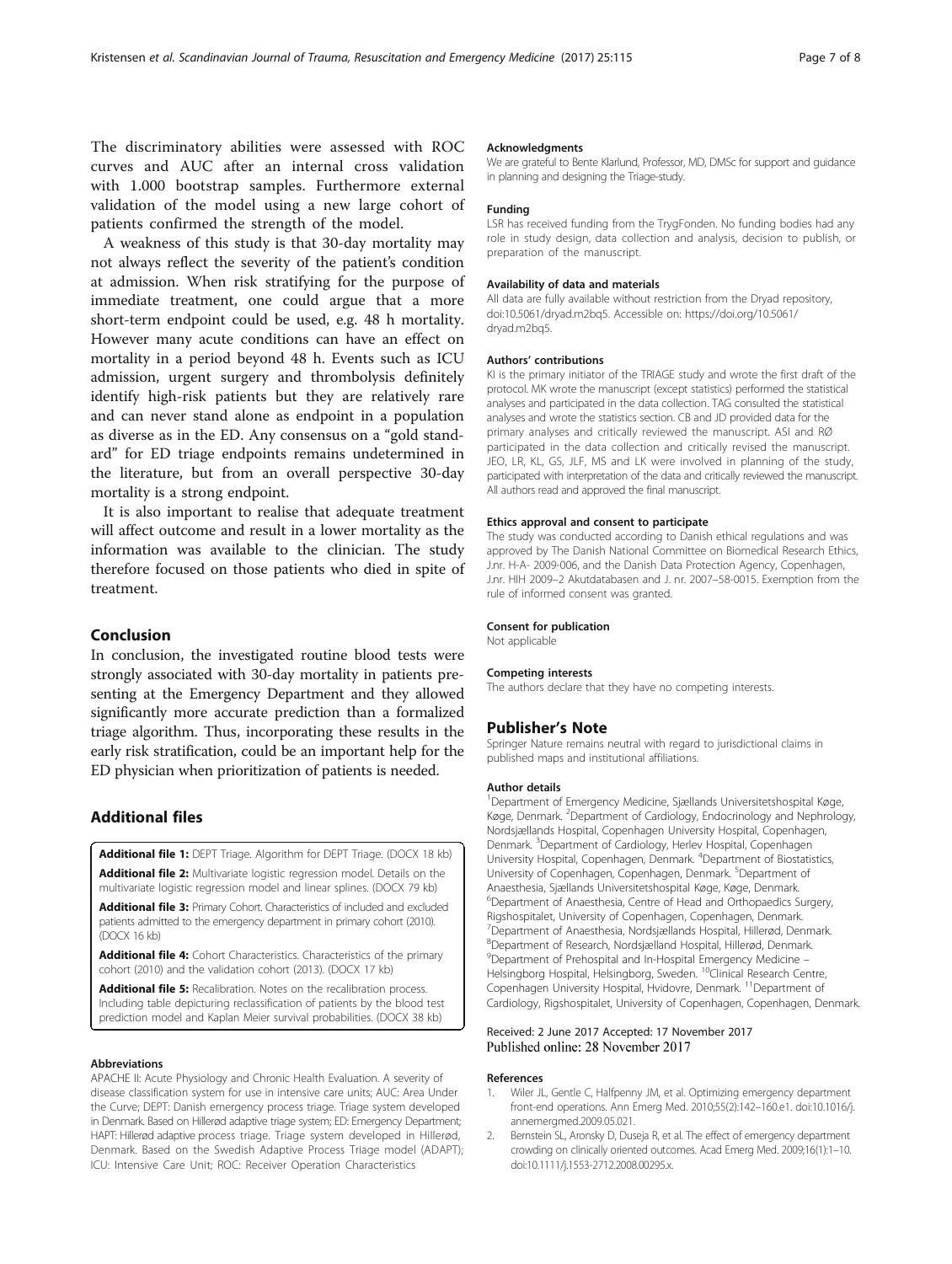The discriminatory abilities were assessed with ROC curves and AUC after an internal cross validation with 1.000 bootstrap samples. Furthermore external validation of the model using a new large cohort of patients confirmed the strength of the model.

A weakness of this study is that 30-day mortality may not always reflect the severity of the patient's condition at admission. When risk stratifying for the purpose of immediate treatment, one could argue that a more short-term endpoint could be used, e.g. 48 h mortality. However many acute conditions can have an effect on mortality in a period beyond 48 h. Events such as ICU admission, urgent surgery and thrombolysis definitely identify high-risk patients but they are relatively rare and can never stand alone as endpoint in a population as diverse as in the ED. Any consensus on a "gold standard" for ED triage endpoints remains undetermined in the literature, but from an overall perspective 30-day mortality is a strong endpoint.

It is also important to realise that adequate treatment will affect outcome and result in a lower mortality as the information was available to the clinician. The study therefore focused on those patients who died in spite of treatment.

## Conclusion

In conclusion, the investigated routine blood tests were strongly associated with 30-day mortality in patients presenting at the Emergency Department and they allowed significantly more accurate prediction than a formalized triage algorithm. Thus, incorporating these results in the early risk stratification, could be an important help for the ED physician when prioritization of patients is needed.

## Additional files

**Additional file 1:** DEPT Triage. Algorithm for DEPT Triage. (DOCX 18 kb)

**Additional file 2:** Multivariate logistic regression model. Details on the multivariate logistic regression model and linear splines. (DOCX 79 kb)

**Additional file 3:** Primary Cohort. Characteristics of included and excluded patients admitted to the emergency department in primary cohort (2010). (DOCX 16 kb)

**Additional file 4:** Cohort Characteristics. Characteristics of the primary cohort (2010) and the validation cohort (2013). (DOCX 17 kb)

**Additional file 5:** Recalibration. Notes on the recalibration process. Including table depicturing reclassification of patients by the blood test prediction model and Kaplan Meier survival probabilities. (DOCX 38 kb)

#### Abbreviations

APACHE II: Acute Physiology and Chronic Health Evaluation. A severity of disease classification system for use in intensive care units; AUC: Area Under the Curve; DEPT: Danish emergency process triage. Triage system developed in Denmark. Based on Hillerød adaptive triage system; ED: Emergency Department; HAPT: Hillerød adaptive process triage. Triage system developed in Hillerød, Denmark. Based on the Swedish Adaptive Process Triage model (ADAPT); ICU: Intensive Care Unit; ROC: Receiver Operation Characteristics

#### Acknowledgments

We are grateful to Bente Klarlund, Professor, MD, DMSc for support and guidance in planning and designing the Triage-study.

#### Funding

LSR has received funding from the TrygFonden. No funding bodies had any role in study design, data collection and analysis, decision to publish, or preparation of the manuscript.

#### Availability of data and materials

All data are fully available without restriction from the Dryad repository, doi:10.5061/dryad.m2bq5. Accessible on: https://doi.org/10.5061/dryad.m2bq5.

#### Authors' contributions

KI is the primary initiator of the TRIAGE study and wrote the first draft of the protocol. MK wrote the manuscript (except statistics) performed the statistical analyses and participated in the data collection. TAG consulted the statistical analyses and wrote the statistics section. CB and JD provided data for the primary analyses and critically reviewed the manuscript. ASI and RØ participated in the data collection and critically revised the manuscript. JEO, LR, KL, GS, JLF, MS and LK were involved in planning of the study, participated with interpretation of the data and critically reviewed the manuscript. All authors read and approved the final manuscript.

#### Ethics approval and consent to participate

The study was conducted according to Danish ethical regulations and was approved by The Danish National Committee on Biomedical Research Ethics, J.nr. H-A- 2009-006, and the Danish Data Protection Agency, Copenhagen, J.nr. HIH 2009–2 Akutdatabasen and J. nr. 2007–58-0015. Exemption from the rule of informed consent was granted.

#### Consent for publication

Not applicable

#### Competing interests

The authors declare that they have no competing interests.

## Publisher's Note

Springer Nature remains neutral with regard to jurisdictional claims in published maps and institutional affiliations.

#### Author details

[1]Department of Emergency Medicine, Sjællands Universitetshospital Køge, Køge, Denmark. [2]Department of Cardiology, Endocrinology and Nephrology, Nordsjællands Hospital, Copenhagen University Hospital, Copenhagen, Denmark. [3]Department of Cardiology, Herlev Hospital, Copenhagen University Hospital, Copenhagen, Denmark. [4]Department of Biostatistics, University of Copenhagen, Copenhagen, Denmark. [5]Department of Anaesthesia, Sjællands Universitetshospital Køge, Køge, Denmark. [6]Department of Anaesthesia, Centre of Head and Orthopaedics Surgery, Rigshospitalet, University of Copenhagen, Copenhagen, Denmark. [7]Department of Anaesthesia, Nordsjællands Hospital, Hillerød, Denmark. [8]Department of Research, Nordsjælland Hospital, Hillerød, Denmark. [9]Department of Prehospital and In-Hospital Emergency Medicine – Helsingborg Hospital, Helsingborg, Sweden. [10]Clinical Research Centre, Copenhagen University Hospital, Hvidovre, Denmark. [11]Department of Cardiology, Rigshospitalet, University of Copenhagen, Copenhagen, Denmark.

Received: 2 June 2017 Accepted: 17 November 2017
Published online: 28 November 2017

#### References

1. Wiler JL, Gentle C, Halfpenny JM, et al. Optimizing emergency department front-end operations. Ann Emerg Med. 2010;55(2):142–160.e1. doi:10.1016/j.annemergmed.2009.05.021.
2. Bernstein SL, Aronsky D, Duseja R, et al. The effect of emergency department crowding on clinically oriented outcomes. Acad Emerg Med. 2009;16(1):1–10. doi:10.1111/j.1553-2712.2008.00295.x.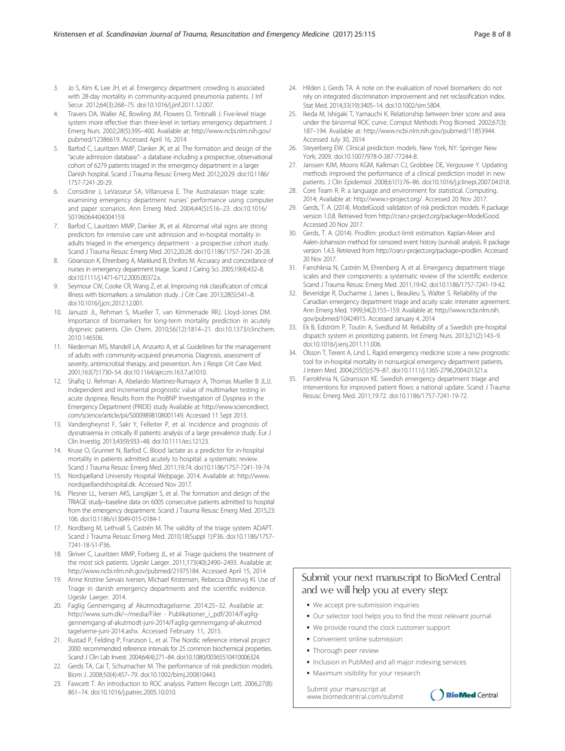3. Jo S, Kim K, Lee JH, et al. Emergency department crowding is associated with 28-day mortality in community-acquired pneumonia patients. J Inf Secur. 2012;64(3):268–75. doi:10.1016/j.jinf.2011.12.007.
4. Travers DA, Waller AE, Bowling JM, Flowers D, Tintinalli J. Five-level triage system more effective than three-level in tertiary emergency department. J Emerg Nurs. 2002;28(5):395–400. Available at: http://www.ncbi.nlm.nih.gov/pubmed/12386619. Accessed April 16, 2014
5. Barfod C, Lauritzen MMP, Danker JK, et al. The formation and design of the "acute admission database"- a database including a prospective, observational cohort of 6279 patients triaged in the emergency department in a larger Danish hospital. Scand J Trauma Resusc Emerg Med. 2012;20:29. doi:10.1186/1757-7241-20-29.
6. Considine J, LeVasseur SA, Villanueva E. The Australasian triage scale: examining emergency department nurses' performance using computer and paper scenarios. Ann Emerg Med. 2004;44(5):516–23. doi:10.1016/S0196064404004159.
7. Barfod C, Lauritzen MMP, Danker JK, et al. Abnormal vital signs are strong predictors for intensive care unit admission and in-hospital mortality in adults triaged in the emergency department - a prospective cohort study. Scand J Trauma Resusc Emerg Med. 2012;20:28. doi:10.1186/1757-7241-20-28.
8. Göransson K, Ehrenberg A, Marklund B, Ehnfors M. Accuracy and concordance of nurses in emergency department triage. Scand J Caring Sci. 2005;19(4):432–8. doi:10.1111/j.1471-6712.2005.00372.x.
9. Seymour CW, Cooke CR, Wang Z, et al. Improving risk classification of critical illness with biomarkers: a simulation study. J Crit Care. 2013;28(5):541–8. doi:10.1016/j.jcrc.2012.12.001.
10. Januzzi JL, Rehman S, Mueller T, van Kimmenade RRJ, Lloyd-Jones DM. Importance of biomarkers for long-term mortality prediction in acutely dyspneic patients. Clin Chem. 2010;56(12):1814–21. doi:10.1373/clinchem.2010.146506.
11. Niederman MS, Mandell LA, Anzueto A, et al. Guidelines for the management of adults with community-acquired pneumonia. Diagnosis, assessment of severity, antimicrobial therapy, and prevention. Am J Respir Crit Care Med. 2001;163(7):1730–54. doi:10.1164/ajrccm.163.7.at1010.
12. Shafiq U. Rehman A, Abelardo Martinez-Rumayor A, Thomas Mueller B JLJJ. Independent and incremental prognostic value of multimarker testing in acute dyspnea: Results from the ProBNP Investigation of Dyspnea in the Emergency Department (PRIDE) study Available at: http://www.sciencedirect.com/science/article/pii/S0009898108001149. Accessed 11 Sept 2013.
13. Vandergheynst F, Sakr Y, Felleiter P, et al. Incidence and prognosis of dysnatraemia in critically ill patients: analysis of a large prevalence study. Eur J Clin Investig. 2013;43(9):933–48. doi:10.1111/eci.12123.
14. Kruse O, Grunnet N, Barfod C. Blood lactate as a predictor for in-hospital mortality in patients admitted acutely to hospital: a systematic review. Scand J Trauma Resusc Emerg Med. 2011;19:74. doi:10.1186/1757-7241-19-74.
15. Nordsjælland University Hospital Webpage. 2014. Available at: http://www.nordsjaellandshospital.dk. Accessed Nov 2017.
16. Plesner LL, Iversen AKS, Langkjær S, et al. The formation and design of the TRIAGE study–baseline data on 6005 consecutive patients admitted to hospital from the emergency department. Scand J Trauma Resusc Emerg Med. 2015;23:106. doi:10.1186/s13049-015-0184-1.
17. Nordberg M, Lethvall S, Castrén M. The validity of the triage system ADAPT. Scand J Trauma Resusc Emerg Med. 2010;18(Suppl 1):P36. doi:10.1186/1757-7241-18-S1-P36.
18. Skriver C, Lauritzen MMP, Forberg JL, et al. Triage quickens the treatment of the most sick patients. Ugeskr Laeger. 2011;173(40):2490–2493. Available at: http://www.ncbi.nlm.nih.gov/pubmed/21975184. Accessed April 15, 2014
19. Anne Kristine Servais Iversen, Michael Kristensen, Rebecca Østervig KI. Use of Triage in danish emergency departments and the scientific evidence. Ugeskr Laeger. 2014.
20. Faglig Gennemgang af Akutmodtagelserne. 2014:25–32. Available at: http://www.sum.dk/~/media/Filer - Publikationer_i_pdf/2014/Faglig-gennemgang-af-akutmodt-juni-2014/Faglig-gennemgang-af-akutmodtagelserne-juni-2014.ashx. Accessed February 11, 2015.
21. Rustad P, Felding P, Franzson L, et al. The Nordic reference interval project 2000: recommended reference intervals for 25 common biochemical properties. Scand J Clin Lab Invest. 2004;64(4):271–84. doi:10.1080/00365510410006324.
22. Gerds TA, Cai T, Schumacher M. The performance of risk prediction models. Biom J. 2008;50(4):457–79. doi:10.1002/bimj.200810443.
23. Fawcett T. An introduction to ROC analysis. Pattern Recogn Lett. 2006;27(8):861–74. doi:10.1016/j.patrec.2005.10.010.
24. Hilden J, Gerds TA. A note on the evaluation of novel biomarkers: do not rely on integrated discrimination improvement and net reclassification index. Stat Med. 2014;33(19):3405–14. doi:10.1002/sim.5804.
25. Ikeda M, Ishigaki T, Yamauchi K. Relationship between brier score and area under the binormal ROC curve. Comput Methods Prog Biomed. 2002;67(3):187–194. Available at: http://www.ncbi.nlm.nih.gov/pubmed/11853944. Accessed July 30, 2014
26. Steyerberg EW. Clinical prediction models. New York, NY: Springer New York; 2009. doi:10.1007/978-0-387-77244-8.
27. Janssen KJM, Moons KGM, Kalkman CJ, Grobbee DE, Vergouwe Y. Updating methods improved the performance of a clinical prediction model in new patients. J Clin Epidemiol. 2008;61(1):76–86. doi:10.1016/j.jclinepi.2007.04.018.
28. Core Team R. R: a language and environment for statistical. Computing. 2014; Available at: http://www.r-project.org/. Accessed 20 Nov 2017.
29. Gerds, T. A. (2014). ModelGood: validation of risk prediction models. R package version 1.0.8. Retrieved from http://cran.r-project.org/package=ModelGood. Accessed 20 Nov 2017.
30. Gerds, T. A. (2014). Prodlim: product-limit estimation. Kaplan-Meier and Aalen-Johansson method for censored event history (survival) analysis. R package version 1.4.3. Retrieved from http://cran.r-project.org/package=prodlim. Accessed 20 Nov 2017.
31. Farrohknia N, Castrén M, Ehrenberg A, et al. Emergency department triage scales and their components: a systematic review of the scientific evidence. Scand J Trauma Resusc Emerg Med. 2011;19:42. doi:10.1186/1757-7241-19-42.
32. Beveridge R, Ducharme J, Janes L, Beaulieu S, Walter S. Reliability of the Canadian emergency department triage and acuity scale: interrater agreement. Ann Emerg Med. 1999;34(2):155–159. Available at: http://www.ncbi.nlm.nih.gov/pubmed/10424915. Accessed January 4, 2014
33. Ek B, Edström P, Toutin A, Svedlund M. Reliability of a Swedish pre-hospital dispatch system in prioritizing patients. Int Emerg Nurs. 2013;21(2):143–9. doi:10.1016/j.ienj.2011.11.006.
34. Olsson T, Terent A, Lind L. Rapid emergency medicine score: a new prognostic tool for in-hospital mortality in nonsurgical emergency department patients. J Intern Med. 2004;255(5):579–87. doi:10.1111/j.1365-2796.2004.01321.x.
35. Farrokhnia N, Göransson KE. Swedish emergency department triage and interventions for improved patient flows: a national update. Scand J Trauma Resusc Emerg Med. 2011;19:72. doi:10.1186/1757-7241-19-72.

Submit your next manuscript to BioMed Central and we will help you at every step:

- We accept pre-submission inquiries
- Our selector tool helps you to find the most relevant journal
- We provide round the clock customer support
- Convenient online submission
- Thorough peer review
- Inclusion in PubMed and all major indexing services
- Maximum visibility for your research

Submit your manuscript at www.biomedcentral.com/submit

BioMed Central